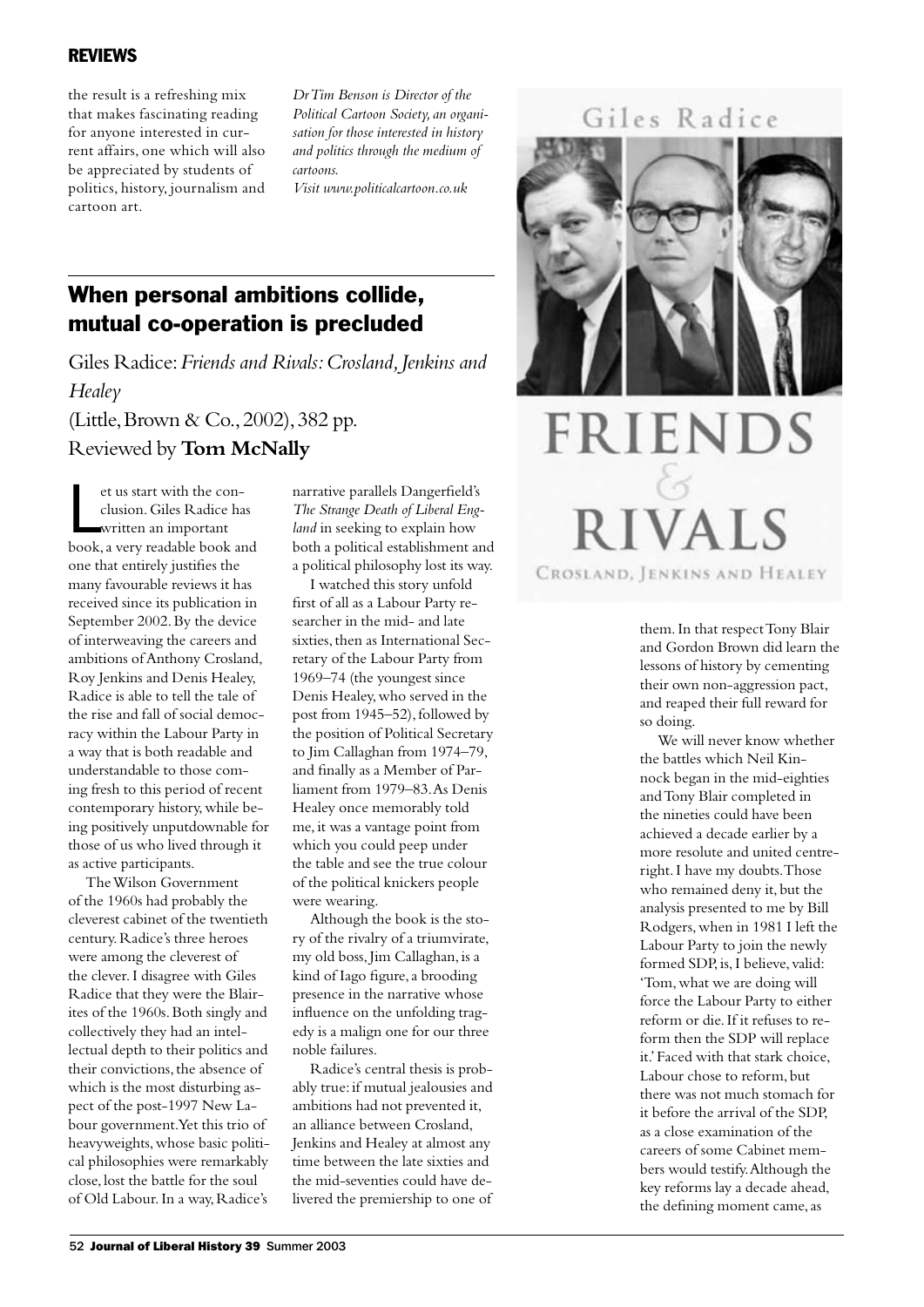the result is a refreshing mix that makes fascinating reading for anyone interested in current affairs, one which will also be appreciated by students of politics, history, journalism and cartoon art.

*Dr Tim Benson is Director of the Political Cartoon Society, an organisation for those interested in history and politics through the medium of cartoons. Visit www.politicalcartoon.co.uk*

## When personal ambitions collide, mutual co-operation is precluded

Giles Radice: *Friends and Rivals: Crosland, Jenkins and Healey*
(Little, Brown & Co., 2002), 382 pp.
Reviewed by **Tom McNally**

Let us start with the conclusion. Giles Radice has written an important book, a very readable book and one that entirely justifies the many favourable reviews it has received since its publication in September 2002. By the device of interweaving the careers and ambitions of Anthony Crosland, Roy Jenkins and Denis Healey, Radice is able to tell the tale of the rise and fall of social democracy within the Labour Party in a way that is both readable and understandable to those coming fresh to this period of recent contemporary history, while being positively unputdownable for those of us who lived through it as active participants.

The Wilson Government of the 1960s had probably the cleverest cabinet of the twentieth century. Radice's three heroes were among the cleverest of the clever. I disagree with Giles Radice that they were the Blairites of the 1960s. Both singly and collectively they had an intellectual depth to their politics and their convictions, the absence of which is the most disturbing aspect of the post-1997 New Labour government. Yet this trio of heavyweights, whose basic political philosophies were remarkably close, lost the battle for the soul of Old Labour. In a way, Radice's narrative parallels Dangerfield's *The Strange Death of Liberal England* in seeking to explain how both a political establishment and a political philosophy lost its way.

I watched this story unfold first of all as a Labour Party researcher in the mid- and late sixties, then as International Secretary of the Labour Party from 1969–74 (the youngest since Denis Healey, who served in the post from 1945–52), followed by the position of Political Secretary to Jim Callaghan from 1974–79, and finally as a Member of Parliament from 1979–83. As Denis Healey once memorably told me, it was a vantage point from which you could peep under the table and see the true colour of the political knickers people were wearing.

Although the book is the story of the rivalry of a triumvirate, my old boss, Jim Callaghan, is a kind of Iago figure, a brooding presence in the narrative whose influence on the unfolding tragedy is a malign one for our three noble failures.

Radice's central thesis is probably true: if mutual jealousies and ambitions had not prevented it, an alliance between Crosland, Jenkins and Healey at almost any time between the late sixties and the mid-seventies could have delivered the premiership to one of them. In that respect Tony Blair and Gordon Brown did learn the lessons of history by cementing their own non-aggression pact, and reaped their full reward for so doing.

We will never know whether the battles which Neil Kinnock began in the mid-eighties and Tony Blair completed in the nineties could have been achieved a decade earlier by a more resolute and united centre-right. I have my doubts. Those who remained deny it, but the analysis presented to me by Bill Rodgers, when in 1981 I left the Labour Party to join the newly formed SDP, is, I believe, valid: 'Tom, what we are doing will force the Labour Party to either reform or die. If it refuses to reform then the SDP will replace it.' Faced with that stark choice, Labour chose to reform, but there was not much stomach for it before the arrival of the SDP, as a close examination of the careers of some Cabinet members would testify. Although the key reforms lay a decade ahead, the defining moment came, as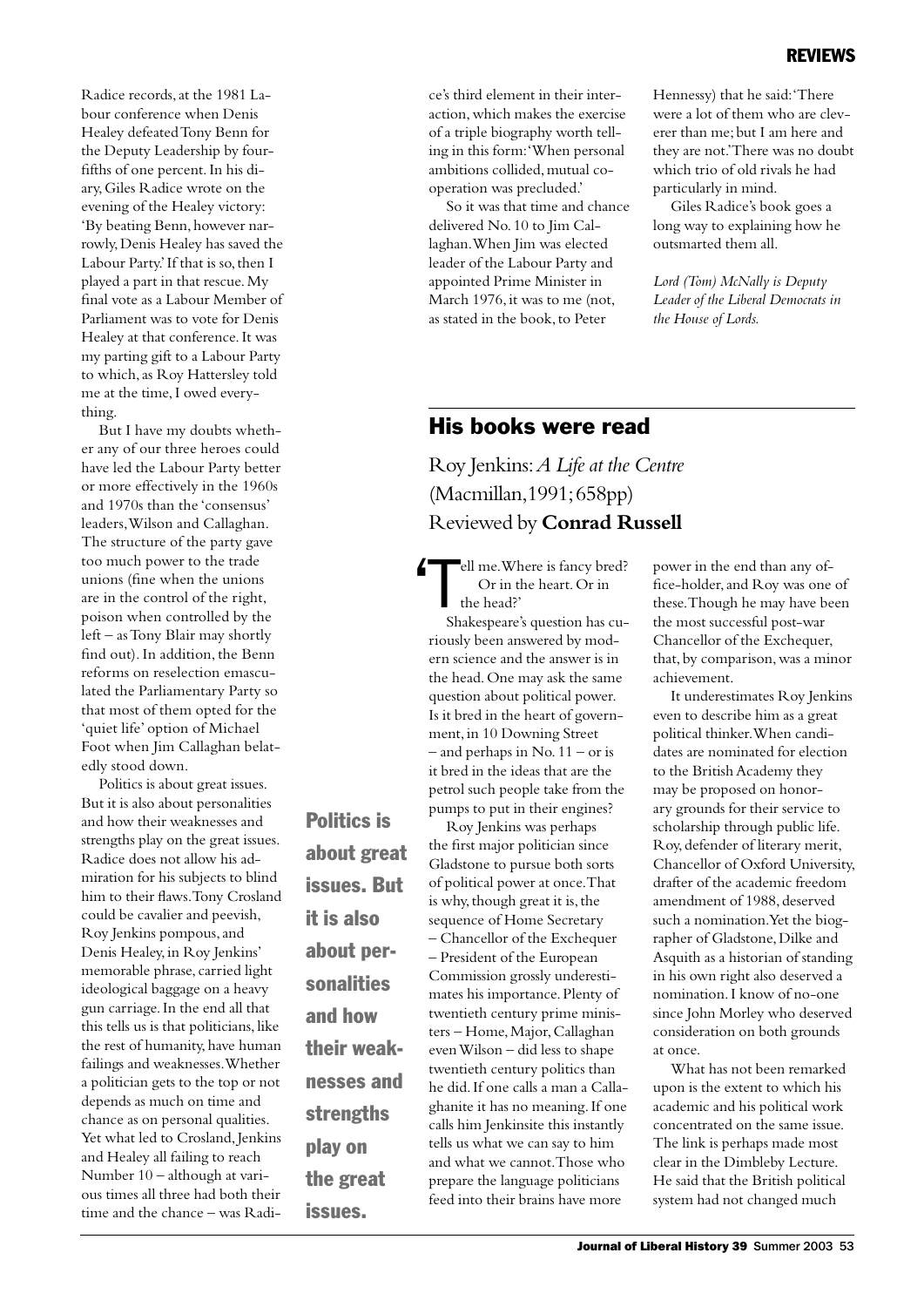Radice records, at the 1981 Labour conference when Denis Healey defeated Tony Benn for the Deputy Leadership by four-fifths of one percent. In his diary, Giles Radice wrote on the evening of the Healey victory: 'By beating Benn, however narrowly, Denis Healey has saved the Labour Party.' If that is so, then I played a part in that rescue. My final vote as a Labour Member of Parliament was to vote for Denis Healey at that conference. It was my parting gift to a Labour Party to which, as Roy Hattersley told me at the time, I owed everything.

But I have my doubts whether any of our three heroes could have led the Labour Party better or more effectively in the 1960s and 1970s than the 'consensus' leaders, Wilson and Callaghan. The structure of the party gave too much power to the trade unions (fine when the unions are in the control of the right, poison when controlled by the left – as Tony Blair may shortly find out). In addition, the Benn reforms on reselection emasculated the Parliamentary Party so that most of them opted for the 'quiet life' option of Michael Foot when Jim Callaghan belatedly stood down.

Politics is about great issues. But it is also about personalities and how their weaknesses and strengths play on the great issues. Radice does not allow his admiration for his subjects to blind him to their flaws. Tony Crosland could be cavalier and peevish, Roy Jenkins pompous, and Denis Healey, in Roy Jenkins' memorable phrase, carried light ideological baggage on a heavy gun carriage. In the end all that this tells us is that politicians, like the rest of humanity, have human failings and weaknesses. Whether a politician gets to the top or not depends as much on time and chance as on personal qualities. Yet what led to Crosland, Jenkins and Healey all failing to reach Number 10 – although at various times all three had both their time and the chance – was Radice's third element in their interaction, which makes the exercise of a triple biography worth telling in this form: 'When personal ambitions collided, mutual co-operation was precluded.'

**Politics is about great issues. But it is also about personalities and how their weaknesses and strengths play on the great issues.**

So it was that time and chance delivered No. 10 to Jim Callaghan. When Jim was elected leader of the Labour Party and appointed Prime Minister in March 1976, it was to me (not, as stated in the book, to Peter Hennessy) that he said: 'There were a lot of them who are cleverer than me; but I am here and they are not.' There was no doubt which trio of old rivals he had particularly in mind.

Giles Radice's book goes a long way to explaining how he outsmarted them all.

*Lord (Tom) McNally is Deputy Leader of the Liberal Democrats in the House of Lords.*

## His books were read

Roy Jenkins: *A Life at the Centre* (Macmillan, 1991; 658pp)
Reviewed by **Conrad Russell**

'Tell me. Where is fancy bred?
Or in the heart. Or in the head?'

Shakespeare's question has curiously been answered by modern science and the answer is in the head. One may ask the same question about political power. Is it bred in the heart of government, in 10 Downing Street – and perhaps in No. 11 – or is it bred in the ideas that are the petrol such people take from the pumps to put in their engines?

Roy Jenkins was perhaps the first major politician since Gladstone to pursue both sorts of political power at once. That is why, though great it is, the sequence of Home Secretary – Chancellor of the Exchequer – President of the European Commission grossly underestimates his importance. Plenty of twentieth century prime ministers – Home, Major, Callaghan even Wilson – did less to shape twentieth century politics than he did. If one calls a man a Callaghanite it has no meaning. If one calls him Jenkinsite this instantly tells us what we can say to him and what we cannot. Those who prepare the language politicians feed into their brains have more power in the end than any office-holder, and Roy was one of these. Though he may have been the most successful post-war Chancellor of the Exchequer, that, by comparison, was a minor achievement.

It underestimates Roy Jenkins even to describe him as a great political thinker. When candidates are nominated for election to the British Academy they may be proposed on honorary grounds for their service to scholarship through public life. Roy, defender of literary merit, Chancellor of Oxford University, drafter of the academic freedom amendment of 1988, deserved such a nomination. Yet the biographer of Gladstone, Dilke and Asquith as a historian of standing in his own right also deserved a nomination. I know of no-one since John Morley who deserved consideration on both grounds at once.

What has not been remarked upon is the extent to which his academic and his political work concentrated on the same issue. The link is perhaps made most clear in the Dimbleby Lecture. He said that the British political system had not changed much